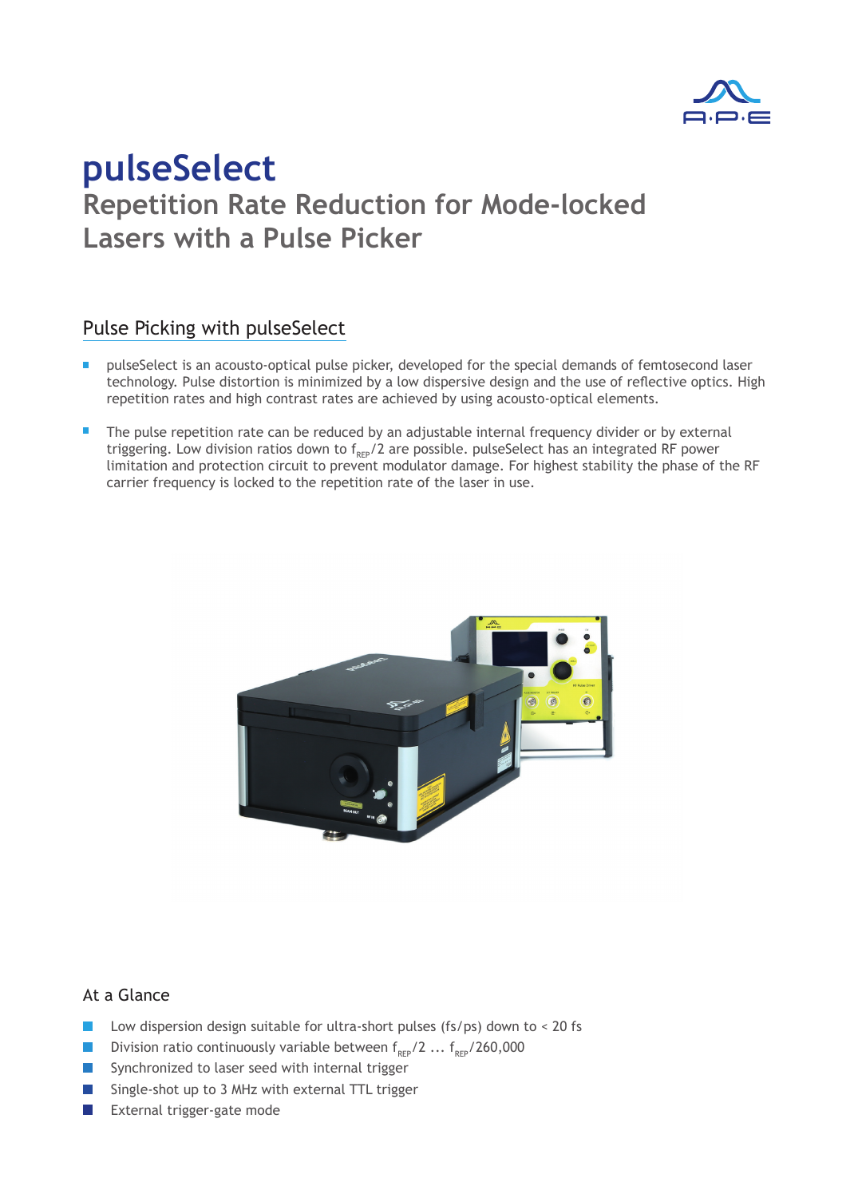# pulseSelect

## Repetition Rate Reduction for Mode-locked Lasers with a Pulse Picker

### Pulse Picking with pulseSelect

- pulseSelect is an acousto-optical pulse picker, developed for the special demands of femtosecond laser technology. Pulse distortion is minimized by a low dispersive design and the use of reflective optics. High repetition rates and high contrast rates are achieved by using acousto-optical elements.
- The pulse repetition rate can be reduced by an adjustable internal frequency divider or by external triggering. Low division ratios down to $f_{REP}/2$ are possible. pulseSelect has an integrated RF power limitation and protection circuit to prevent modulator damage. For highest stability the phase of the RF carrier frequency is locked to the repetition rate of the laser in use.

### At a Glance

- Low dispersion design suitable for ultra-short pulses (fs/ps) down to < 20 fs
- Division ratio continuously variable between $f_{REP}/2$ … $f_{REP}/260{,}000$
- Synchronized to laser seed with internal trigger
- Single-shot up to 3 MHz with external TTL trigger
- External trigger-gate mode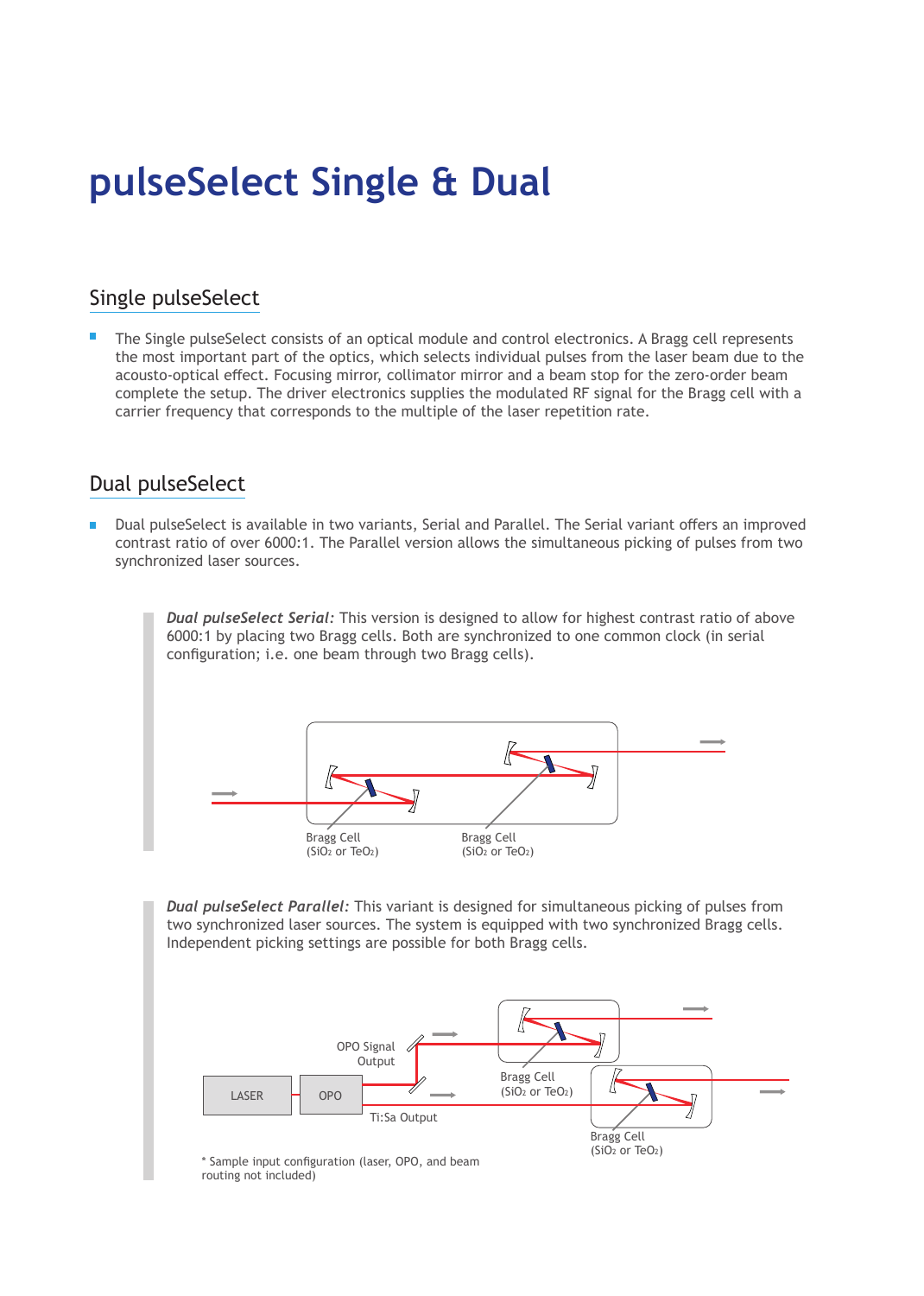# pulseSelect Single & Dual

## Single pulseSelect

- The Single pulseSelect consists of an optical module and control electronics. A Bragg cell represents the most important part of the optics, which selects individual pulses from the laser beam due to the acousto-optical effect. Focusing mirror, collimator mirror and a beam stop for the zero-order beam complete the setup. The driver electronics supplies the modulated RF signal for the Bragg cell with a carrier frequency that corresponds to the multiple of the laser repetition rate.

## Dual pulseSelect

- Dual pulseSelect is available in two variants, Serial and Parallel. The Serial variant offers an improved contrast ratio of over 6000:1. The Parallel version allows the simultaneous picking of pulses from two synchronized laser sources.

> ***Dual pulseSelect Serial:*** This version is designed to allow for highest contrast ratio of above 6000:1 by placing two Bragg cells. Both are synchronized to one common clock (in serial configuration; i.e. one beam through two Bragg cells).
>
> Bragg Cell ($SiO_2$ or $TeO_2$)
>
> Bragg Cell ($SiO_2$ or $TeO_2$)

> ***Dual pulseSelect Parallel:*** This variant is designed for simultaneous picking of pulses from two synchronized laser sources. The system is equipped with two synchronized Bragg cells. Independent picking settings are possible for both Bragg cells.
>
> OPO Signal Output
>
> LASER
>
> OPO
>
> Ti:Sa Output
>
> Bragg Cell ($SiO_2$ or $TeO_2$)
>
> Bragg Cell ($SiO_2$ or $TeO_2$)
>
> \* Sample input configuration (laser, OPO, and beam routing not included)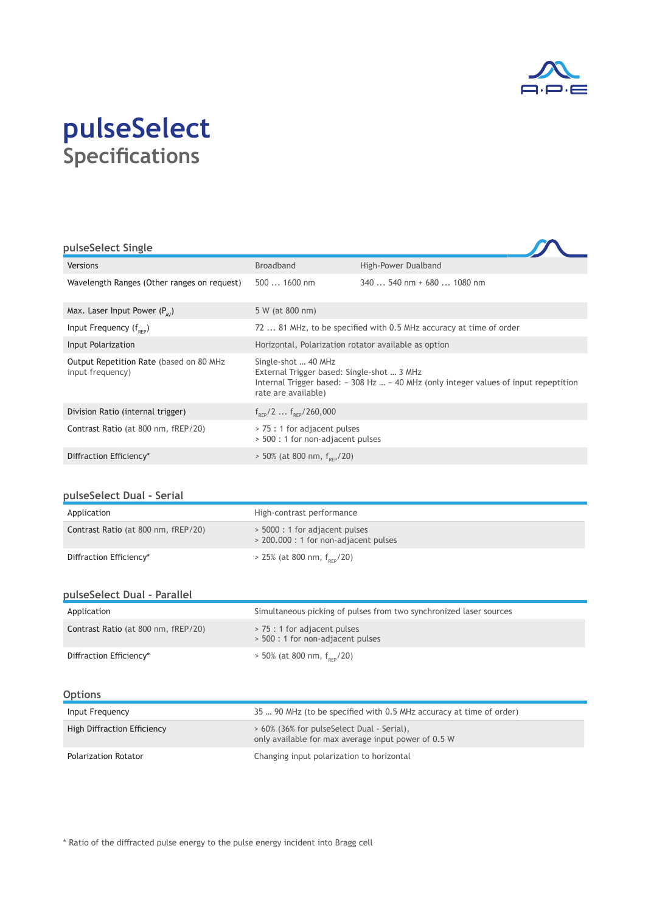# pulseSelect

## Specifications

### pulseSelect Single

| Versions | Broadband | High-Power Dualband |
|---|---|---|
| Wavelength Ranges (Other ranges on request) | 500 … 1600 nm | 340 … 540 nm + 680 … 1080 nm |
| Max. Laser Input Power ($P_{AV}$) | 5 W (at 800 nm) | |
| Input Frequency ($f_{REP}$) | 72 … 81 MHz, to be specified with 0.5 MHz accuracy at time of order | |
| Input Polarization | Horizontal, Polarization rotator available as option | |
| Output Repetition Rate (based on 80 MHz input frequency) | Single-shot … 40 MHz<br>External Trigger based: Single-shot … 3 MHz<br>Internal Trigger based: ~ 308 Hz … ~ 40 MHz (only integer values of input repeptition rate are available) | |
| Division Ratio (internal trigger) | $f_{REP}/2$ … $f_{REP}/260,000$ | |
| Contrast Ratio (at 800 nm, fREP/20) | > 75 : 1 for adjacent pulses<br>> 500 : 1 for non-adjacent pulses | |
| Diffraction Efficiency* | > 50% (at 800 nm, $f_{REP}/20$) | |

### pulseSelect Dual - Serial

| Application | High-contrast performance |
|---|---|
| Contrast Ratio (at 800 nm, fREP/20) | > 5000 : 1 for adjacent pulses<br>> 200.000 : 1 for non-adjacent pulses |
| Diffraction Efficiency* | > 25% (at 800 nm, $f_{REP}/20$) |

### pulseSelect Dual - Parallel

| Application | Simultaneous picking of pulses from two synchronized laser sources |
|---|---|
| Contrast Ratio (at 800 nm, fREP/20) | > 75 : 1 for adjacent pulses<br>> 500 : 1 for non-adjacent pulses |
| Diffraction Efficiency* | > 50% (at 800 nm, $f_{REP}/20$) |

### Options

| Input Frequency | 35 … 90 MHz (to be specified with 0.5 MHz accuracy at time of order) |
|---|---|
| High Diffraction Efficiency | > 60% (36% for pulseSelect Dual - Serial),<br>only available for max average input power of 0.5 W |
| Polarization Rotator | Changing input polarization to horizontal |

* Ratio of the diffracted pulse energy to the pulse energy incident into Bragg cell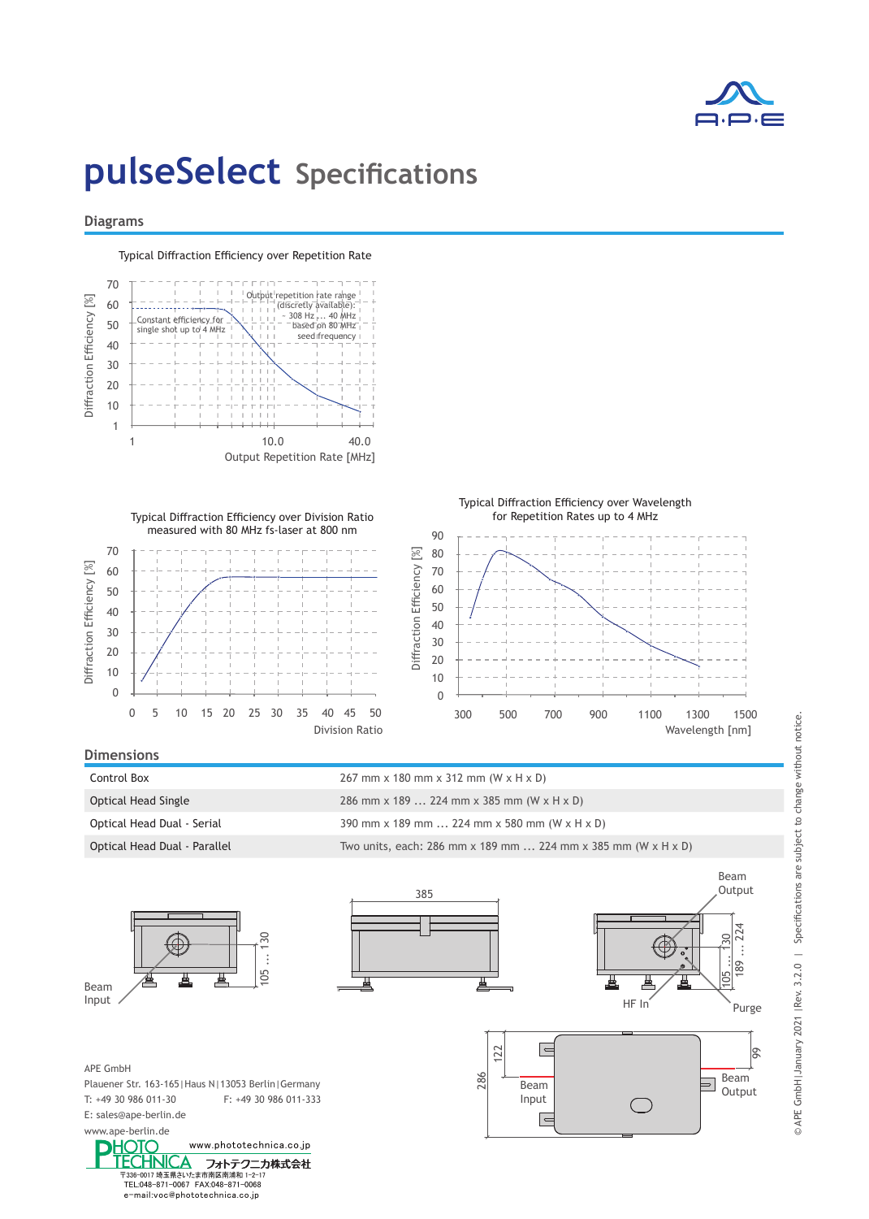# pulseSelect Specifications

## Diagrams

Typical Diffraction Efficiency over Repetition Rate

Diffraction Efficiency [%]

70
60
50
40
30
20
10
1

1
10.0
40.0

Output Repetition Rate [MHz]

Constant efficiency for single shot up to 4 MHz

Output repetition rate range (discretly available): ~ 308 Hz ... 40 MHz based on 80 MHz seed frequency

Typical Diffraction Efficiency over Division Ratio measured with 80 MHz fs-laser at 800 nm

Diffraction Efficiency [%]

70
60
50
40
30
20
10
0

0 5 10 15 20 25 30 35 40 45 50

Division Ratio

Typical Diffraction Efficiency over Wavelength for Repetition Rates up to 4 MHz

Diffraction Efficiency [%]

90
80
70
60
50
40
30
20
10
0

300 500 700 900 1100 1300 1500

Wavelength [nm]

## Dimensions

| | |
|---|---|
| Control Box | 267 mm x 180 mm x 312 mm (W x H x D) |
| Optical Head Single | 286 mm x 189 … 224 mm x 385 mm (W x H x D) |
| Optical Head Dual - Serial | 390 mm x 189 mm … 224 mm x 580 mm (W x H x D) |
| Optical Head Dual - Parallel | Two units, each: 286 mm x 189 mm … 224 mm x 385 mm (W x H x D) |

Beam Input

105 … 130

385

Beam Output

HF In

Purge

130

105 …

189 … 224

286

122

99

Beam Input

Beam Output

APE GmbH
Plauener Str. 163-165 | Haus N | 13053 Berlin | Germany
T: +49 30 986 011-30 F: +49 30 986 011-333
E: sales@ape-berlin.de
www.ape-berlin.de

PHOTO TECHNICA www.phototechnica.co.jp
フォトテクニカ株式会社
〒336-0017 埼玉県さいたま市南区南浦和 1-2-17
TEL:048-871-0067 FAX:048-871-0068
e-mail:voc@phototechnica.co.jp

© APE GmbH | January 2021 | Rev. 3.2.0 | Specifications are subject to change without notice.